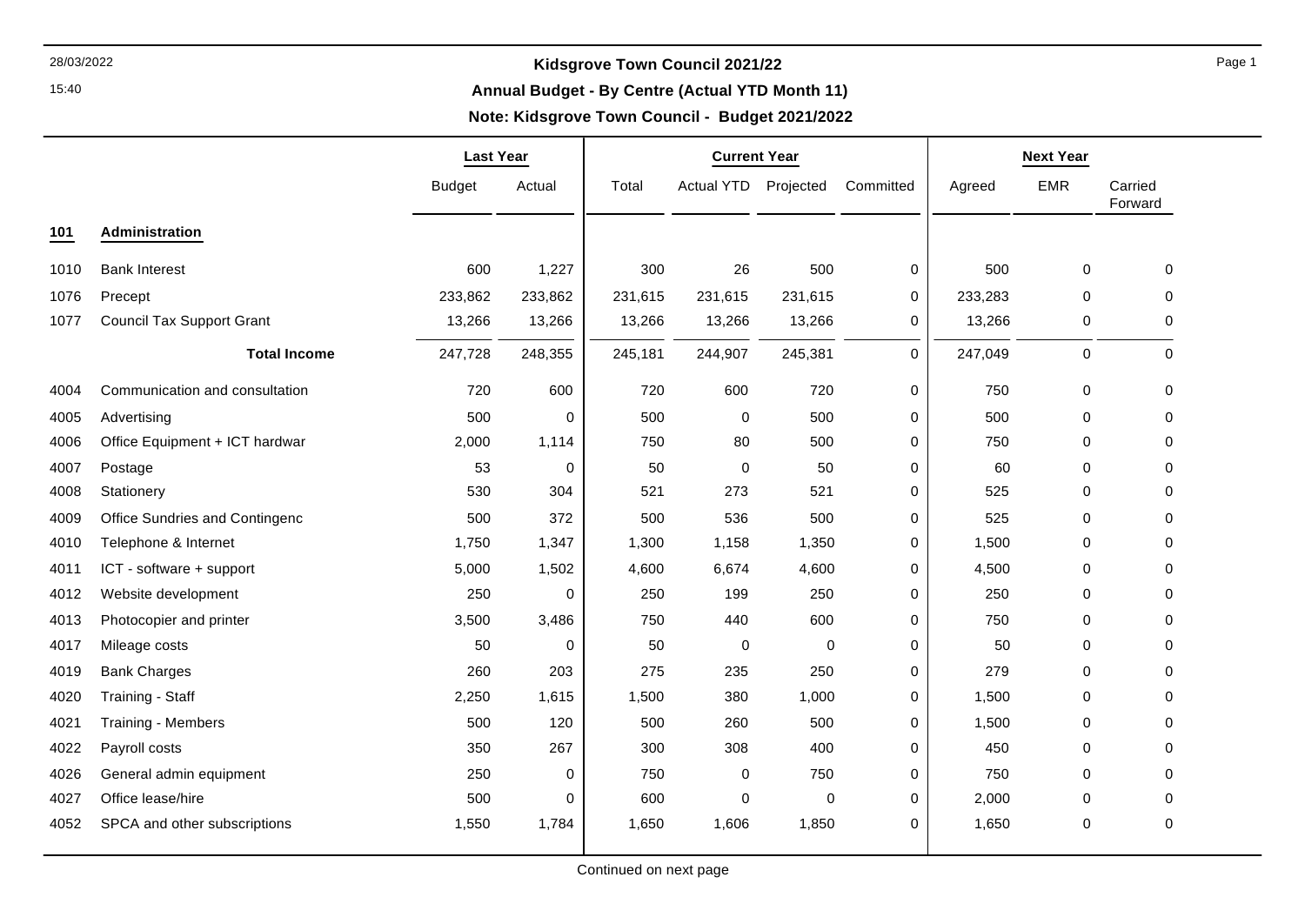# Kidsgrove Town Council 2021/22

## Annual Budget - By Centre (Actual YTD Month 11)

## Note: Kidsgrove Town Council - Budget 2021/2022

28/03/2022

15:40

| | | Last Year | | Current Year | | | | Next Year | | |
|---|---|---|---|---|---|---|---|---|---|---|
| | | Budget | Actual | Total | Actual YTD | Projected | Committed | Agreed | EMR | Carried Forward |
| **101** | **Administration** | | | | | | | | | |
| 1010 | Bank Interest | 600 | 1,227 | 300 | 26 | 500 | 0 | 500 | 0 | 0 |
| 1076 | Precept | 233,862 | 233,862 | 231,615 | 231,615 | 231,615 | 0 | 233,283 | 0 | 0 |
| 1077 | Council Tax Support Grant | 13,266 | 13,266 | 13,266 | 13,266 | 13,266 | 0 | 13,266 | 0 | 0 |
| | **Total Income** | 247,728 | 248,355 | 245,181 | 244,907 | 245,381 | 0 | 247,049 | 0 | 0 |
| 4004 | Communication and consultation | 720 | 600 | 720 | 600 | 720 | 0 | 750 | 0 | 0 |
| 4005 | Advertising | 500 | 0 | 500 | 0 | 500 | 0 | 500 | 0 | 0 |
| 4006 | Office Equipment + ICT hardwar | 2,000 | 1,114 | 750 | 80 | 500 | 0 | 750 | 0 | 0 |
| 4007 | Postage | 53 | 0 | 50 | 0 | 50 | 0 | 60 | 0 | 0 |
| 4008 | Stationery | 530 | 304 | 521 | 273 | 521 | 0 | 525 | 0 | 0 |
| 4009 | Office Sundries and Contingenc | 500 | 372 | 500 | 536 | 500 | 0 | 525 | 0 | 0 |
| 4010 | Telephone & Internet | 1,750 | 1,347 | 1,300 | 1,158 | 1,350 | 0 | 1,500 | 0 | 0 |
| 4011 | ICT - software + support | 5,000 | 1,502 | 4,600 | 6,674 | 4,600 | 0 | 4,500 | 0 | 0 |
| 4012 | Website development | 250 | 0 | 250 | 199 | 250 | 0 | 250 | 0 | 0 |
| 4013 | Photocopier and printer | 3,500 | 3,486 | 750 | 440 | 600 | 0 | 750 | 0 | 0 |
| 4017 | Mileage costs | 50 | 0 | 50 | 0 | 0 | 0 | 50 | 0 | 0 |
| 4019 | Bank Charges | 260 | 203 | 275 | 235 | 250 | 0 | 279 | 0 | 0 |
| 4020 | Training - Staff | 2,250 | 1,615 | 1,500 | 380 | 1,000 | 0 | 1,500 | 0 | 0 |
| 4021 | Training - Members | 500 | 120 | 500 | 260 | 500 | 0 | 1,500 | 0 | 0 |
| 4022 | Payroll costs | 350 | 267 | 300 | 308 | 400 | 0 | 450 | 0 | 0 |
| 4026 | General admin equipment | 250 | 0 | 750 | 0 | 750 | 0 | 750 | 0 | 0 |
| 4027 | Office lease/hire | 500 | 0 | 600 | 0 | 0 | 0 | 2,000 | 0 | 0 |
| 4052 | SPCA and other subscriptions | 1,550 | 1,784 | 1,650 | 1,606 | 1,850 | 0 | 1,650 | 0 | 0 |

Continued on next page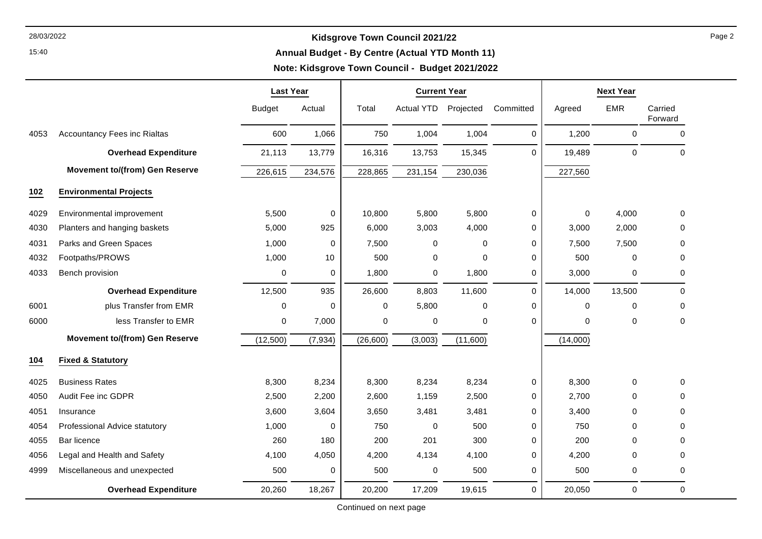**Kidsgrove Town Council 2021/22**

**Annual Budget - By Centre (Actual YTD Month 11)**

**Note: Kidsgrove Town Council - Budget 2021/2022**

| | | Last Year | | Current Year | | | | Next Year | | |
|---|---|---|---|---|---|---|---|---|---|---|
| | | Budget | Actual | Total | Actual YTD | Projected | Committed | Agreed | EMR | Carried Forward |
| 4053 | Accountancy Fees inc Rialtas | 600 | 1,066 | 750 | 1,004 | 1,004 | 0 | 1,200 | 0 | 0 |
| | **Overhead Expenditure** | 21,113 | 13,779 | 16,316 | 13,753 | 15,345 | 0 | 19,489 | 0 | 0 |
| | **Movement to/(from) Gen Reserve** | 226,615 | 234,576 | 228,865 | 231,154 | 230,036 | | 227,560 | | |
| **102** | **Environmental Projects** | | | | | | | | | |
| 4029 | Environmental improvement | 5,500 | 0 | 10,800 | 5,800 | 5,800 | 0 | 0 | 4,000 | 0 |
| 4030 | Planters and hanging baskets | 5,000 | 925 | 6,000 | 3,003 | 4,000 | 0 | 3,000 | 2,000 | 0 |
| 4031 | Parks and Green Spaces | 1,000 | 0 | 7,500 | 0 | 0 | 0 | 7,500 | 7,500 | 0 |
| 4032 | Footpaths/PROWS | 1,000 | 10 | 500 | 0 | 0 | 0 | 500 | 0 | 0 |
| 4033 | Bench provision | 0 | 0 | 1,800 | 0 | 1,800 | 0 | 3,000 | 0 | 0 |
| | **Overhead Expenditure** | 12,500 | 935 | 26,600 | 8,803 | 11,600 | 0 | 14,000 | 13,500 | 0 |
| 6001 | plus Transfer from EMR | 0 | 0 | 0 | 5,800 | 0 | 0 | 0 | 0 | 0 |
| 6000 | less Transfer to EMR | 0 | 7,000 | 0 | 0 | 0 | 0 | 0 | 0 | 0 |
| | **Movement to/(from) Gen Reserve** | (12,500) | (7,934) | (26,600) | (3,003) | (11,600) | | (14,000) | | |
| **104** | **Fixed & Statutory** | | | | | | | | | |
| 4025 | Business Rates | 8,300 | 8,234 | 8,300 | 8,234 | 8,234 | 0 | 8,300 | 0 | 0 |
| 4050 | Audit Fee inc GDPR | 2,500 | 2,200 | 2,600 | 1,159 | 2,500 | 0 | 2,700 | 0 | 0 |
| 4051 | Insurance | 3,600 | 3,604 | 3,650 | 3,481 | 3,481 | 0 | 3,400 | 0 | 0 |
| 4054 | Professional Advice statutory | 1,000 | 0 | 750 | 0 | 500 | 0 | 750 | 0 | 0 |
| 4055 | Bar licence | 260 | 180 | 200 | 201 | 300 | 0 | 200 | 0 | 0 |
| 4056 | Legal and Health and Safety | 4,100 | 4,050 | 4,200 | 4,134 | 4,100 | 0 | 4,200 | 0 | 0 |
| 4999 | Miscellaneous and unexpected | 500 | 0 | 500 | 0 | 500 | 0 | 500 | 0 | 0 |
| | **Overhead Expenditure** | 20,260 | 18,267 | 20,200 | 17,209 | 19,615 | 0 | 20,050 | 0 | 0 |

Continued on next page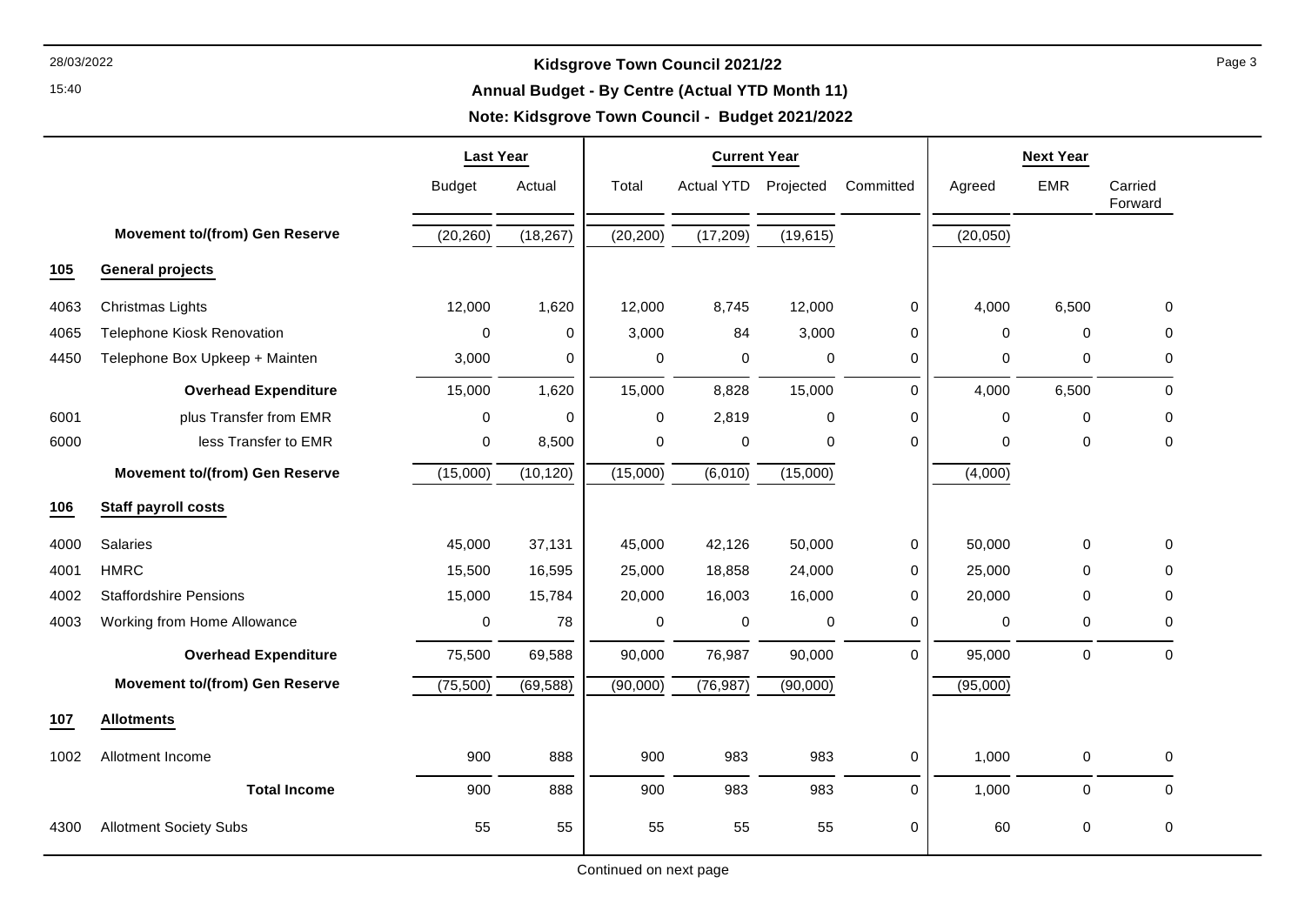# Kidsgrove Town Council 2021/22

## Annual Budget - By Centre (Actual YTD Month 11)

### Note: Kidsgrove Town Council - Budget 2021/2022

| | | Last Year | | Current Year | | | | Next Year | | |
|---|---|---|---|---|---|---|---|---|---|---|
| | | Budget | Actual | Total | Actual YTD | Projected | Committed | Agreed | EMR | Carried Forward |
| | **Movement to/(from) Gen Reserve** | (20,260) | (18,267) | (20,200) | (17,209) | (19,615) | | (20,050) | | |
| **105** | **General projects** | | | | | | | | | |
| 4063 | Christmas Lights | 12,000 | 1,620 | 12,000 | 8,745 | 12,000 | 0 | 4,000 | 6,500 | 0 |
| 4065 | Telephone Kiosk Renovation | 0 | 0 | 3,000 | 84 | 3,000 | 0 | 0 | 0 | 0 |
| 4450 | Telephone Box Upkeep + Mainten | 3,000 | 0 | 0 | 0 | 0 | 0 | 0 | 0 | 0 |
| | **Overhead Expenditure** | 15,000 | 1,620 | 15,000 | 8,828 | 15,000 | 0 | 4,000 | 6,500 | 0 |
| 6001 | plus Transfer from EMR | 0 | 0 | 0 | 2,819 | 0 | 0 | 0 | 0 | 0 |
| 6000 | less Transfer to EMR | 0 | 8,500 | 0 | 0 | 0 | 0 | 0 | 0 | 0 |
| | **Movement to/(from) Gen Reserve** | (15,000) | (10,120) | (15,000) | (6,010) | (15,000) | | (4,000) | | |
| **106** | **Staff payroll costs** | | | | | | | | | |
| 4000 | Salaries | 45,000 | 37,131 | 45,000 | 42,126 | 50,000 | 0 | 50,000 | 0 | 0 |
| 4001 | HMRC | 15,500 | 16,595 | 25,000 | 18,858 | 24,000 | 0 | 25,000 | 0 | 0 |
| 4002 | Staffordshire Pensions | 15,000 | 15,784 | 20,000 | 16,003 | 16,000 | 0 | 20,000 | 0 | 0 |
| 4003 | Working from Home Allowance | 0 | 78 | 0 | 0 | 0 | 0 | 0 | 0 | 0 |
| | **Overhead Expenditure** | 75,500 | 69,588 | 90,000 | 76,987 | 90,000 | 0 | 95,000 | 0 | 0 |
| | **Movement to/(from) Gen Reserve** | (75,500) | (69,588) | (90,000) | (76,987) | (90,000) | | (95,000) | | |
| **107** | **Allotments** | | | | | | | | | |
| 1002 | Allotment Income | 900 | 888 | 900 | 983 | 983 | 0 | 1,000 | 0 | 0 |
| | **Total Income** | 900 | 888 | 900 | 983 | 983 | 0 | 1,000 | 0 | 0 |
| 4300 | Allotment Society Subs | 55 | 55 | 55 | 55 | 55 | 0 | 60 | 0 | 0 |

Continued on next page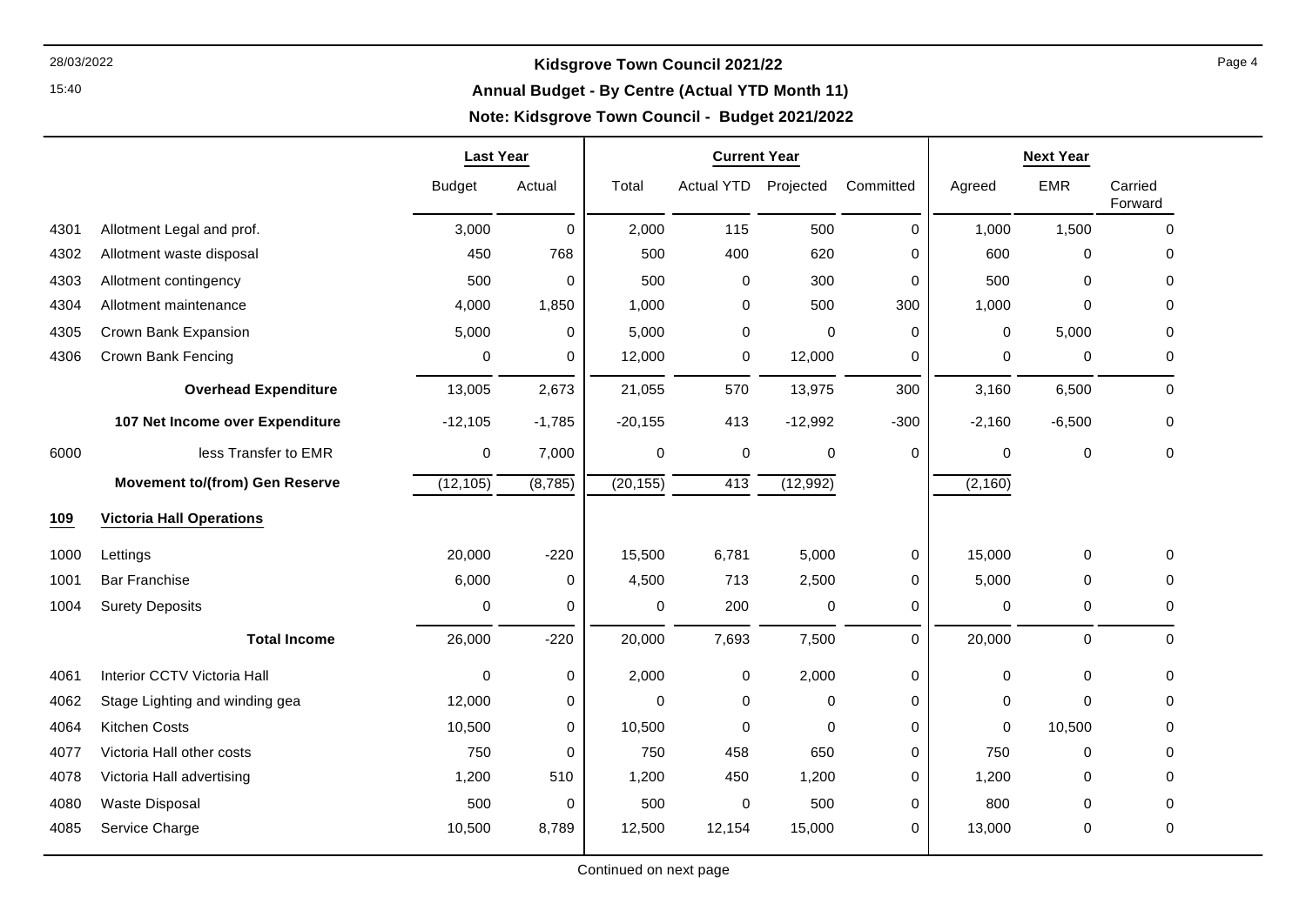## Kidsgrove Town Council 2021/22

### Annual Budget - By Centre (Actual YTD Month 11)

### Note: Kidsgrove Town Council - Budget 2021/2022

| | | Last Year | | Current Year | | | | Next Year | | |
|---|---|---|---|---|---|---|---|---|---|---|
| | | Budget | Actual | Total | Actual YTD | Projected | Committed | Agreed | EMR | Carried Forward |
| 4301 | Allotment Legal and prof. | 3,000 | 0 | 2,000 | 115 | 500 | 0 | 1,000 | 1,500 | 0 |
| 4302 | Allotment waste disposal | 450 | 768 | 500 | 400 | 620 | 0 | 600 | 0 | 0 |
| 4303 | Allotment contingency | 500 | 0 | 500 | 0 | 300 | 0 | 500 | 0 | 0 |
| 4304 | Allotment maintenance | 4,000 | 1,850 | 1,000 | 0 | 500 | 300 | 1,000 | 0 | 0 |
| 4305 | Crown Bank Expansion | 5,000 | 0 | 5,000 | 0 | 0 | 0 | 0 | 5,000 | 0 |
| 4306 | Crown Bank Fencing | 0 | 0 | 12,000 | 0 | 12,000 | 0 | 0 | 0 | 0 |
| | **Overhead Expenditure** | 13,005 | 2,673 | 21,055 | 570 | 13,975 | 300 | 3,160 | 6,500 | 0 |
| | **107 Net Income over Expenditure** | -12,105 | -1,785 | -20,155 | 413 | -12,992 | -300 | -2,160 | -6,500 | 0 |
| 6000 | less Transfer to EMR | 0 | 7,000 | 0 | 0 | 0 | 0 | 0 | 0 | 0 |
| | **Movement to/(from) Gen Reserve** | (12,105) | (8,785) | (20,155) | 413 | (12,992) | | (2,160) | | |
| **109** | **Victoria Hall Operations** | | | | | | | | | |
| 1000 | Lettings | 20,000 | -220 | 15,500 | 6,781 | 5,000 | 0 | 15,000 | 0 | 0 |
| 1001 | Bar Franchise | 6,000 | 0 | 4,500 | 713 | 2,500 | 0 | 5,000 | 0 | 0 |
| 1004 | Surety Deposits | 0 | 0 | 0 | 200 | 0 | 0 | 0 | 0 | 0 |
| | **Total Income** | 26,000 | -220 | 20,000 | 7,693 | 7,500 | 0 | 20,000 | 0 | 0 |
| 4061 | Interior CCTV Victoria Hall | 0 | 0 | 2,000 | 0 | 2,000 | 0 | 0 | 0 | 0 |
| 4062 | Stage Lighting and winding gea | 12,000 | 0 | 0 | 0 | 0 | 0 | 0 | 0 | 0 |
| 4064 | Kitchen Costs | 10,500 | 0 | 10,500 | 0 | 0 | 0 | 0 | 10,500 | 0 |
| 4077 | Victoria Hall other costs | 750 | 0 | 750 | 458 | 650 | 0 | 750 | 0 | 0 |
| 4078 | Victoria Hall advertising | 1,200 | 510 | 1,200 | 450 | 1,200 | 0 | 1,200 | 0 | 0 |
| 4080 | Waste Disposal | 500 | 0 | 500 | 0 | 500 | 0 | 800 | 0 | 0 |
| 4085 | Service Charge | 10,500 | 8,789 | 12,500 | 12,154 | 15,000 | 0 | 13,000 | 0 | 0 |

Continued on next page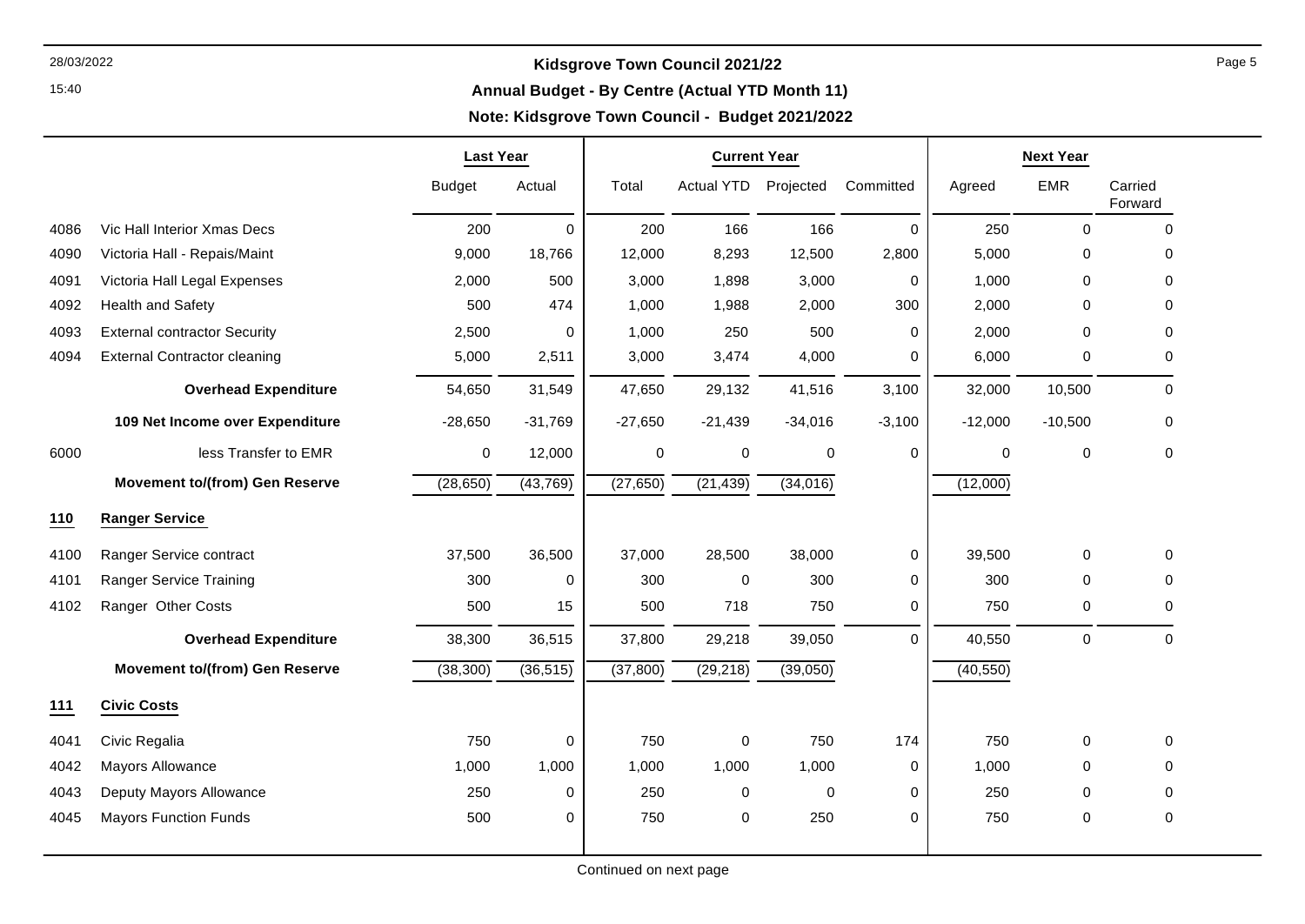## Kidsgrove Town Council 2021/22

### Annual Budget - By Centre (Actual YTD Month 11)

### Note: Kidsgrove Town Council - Budget 2021/2022

| | | Last Year | | Current Year | | | | Next Year | | |
|---|---|---|---|---|---|---|---|---|---|---|
| | | Budget | Actual | Total | Actual YTD | Projected | Committed | Agreed | EMR | Carried Forward |
| 4086 | Vic Hall Interior Xmas Decs | 200 | 0 | 200 | 166 | 166 | 0 | 250 | 0 | 0 |
| 4090 | Victoria Hall - Repais/Maint | 9,000 | 18,766 | 12,000 | 8,293 | 12,500 | 2,800 | 5,000 | 0 | 0 |
| 4091 | Victoria Hall Legal Expenses | 2,000 | 500 | 3,000 | 1,898 | 3,000 | 0 | 1,000 | 0 | 0 |
| 4092 | Health and Safety | 500 | 474 | 1,000 | 1,988 | 2,000 | 300 | 2,000 | 0 | 0 |
| 4093 | External contractor Security | 2,500 | 0 | 1,000 | 250 | 500 | 0 | 2,000 | 0 | 0 |
| 4094 | External Contractor cleaning | 5,000 | 2,511 | 3,000 | 3,474 | 4,000 | 0 | 6,000 | 0 | 0 |
| | **Overhead Expenditure** | 54,650 | 31,549 | 47,650 | 29,132 | 41,516 | 3,100 | 32,000 | 10,500 | 0 |
| | **109 Net Income over Expenditure** | -28,650 | -31,769 | -27,650 | -21,439 | -34,016 | -3,100 | -12,000 | -10,500 | 0 |
| 6000 | less Transfer to EMR | 0 | 12,000 | 0 | 0 | 0 | 0 | 0 | 0 | 0 |
| | **Movement to/(from) Gen Reserve** | (28,650) | (43,769) | (27,650) | (21,439) | (34,016) | | (12,000) | | |
| **110** | **Ranger Service** | | | | | | | | | |
| 4100 | Ranger Service contract | 37,500 | 36,500 | 37,000 | 28,500 | 38,000 | 0 | 39,500 | 0 | 0 |
| 4101 | Ranger Service Training | 300 | 0 | 300 | 0 | 300 | 0 | 300 | 0 | 0 |
| 4102 | Ranger Other Costs | 500 | 15 | 500 | 718 | 750 | 0 | 750 | 0 | 0 |
| | **Overhead Expenditure** | 38,300 | 36,515 | 37,800 | 29,218 | 39,050 | 0 | 40,550 | 0 | 0 |
| | **Movement to/(from) Gen Reserve** | (38,300) | (36,515) | (37,800) | (29,218) | (39,050) | | (40,550) | | |
| **111** | **Civic Costs** | | | | | | | | | |
| 4041 | Civic Regalia | 750 | 0 | 750 | 0 | 750 | 174 | 750 | 0 | 0 |
| 4042 | Mayors Allowance | 1,000 | 1,000 | 1,000 | 1,000 | 1,000 | 0 | 1,000 | 0 | 0 |
| 4043 | Deputy Mayors Allowance | 250 | 0 | 250 | 0 | 0 | 0 | 250 | 0 | 0 |
| 4045 | Mayors Function Funds | 500 | 0 | 750 | 0 | 250 | 0 | 750 | 0 | 0 |

Continued on next page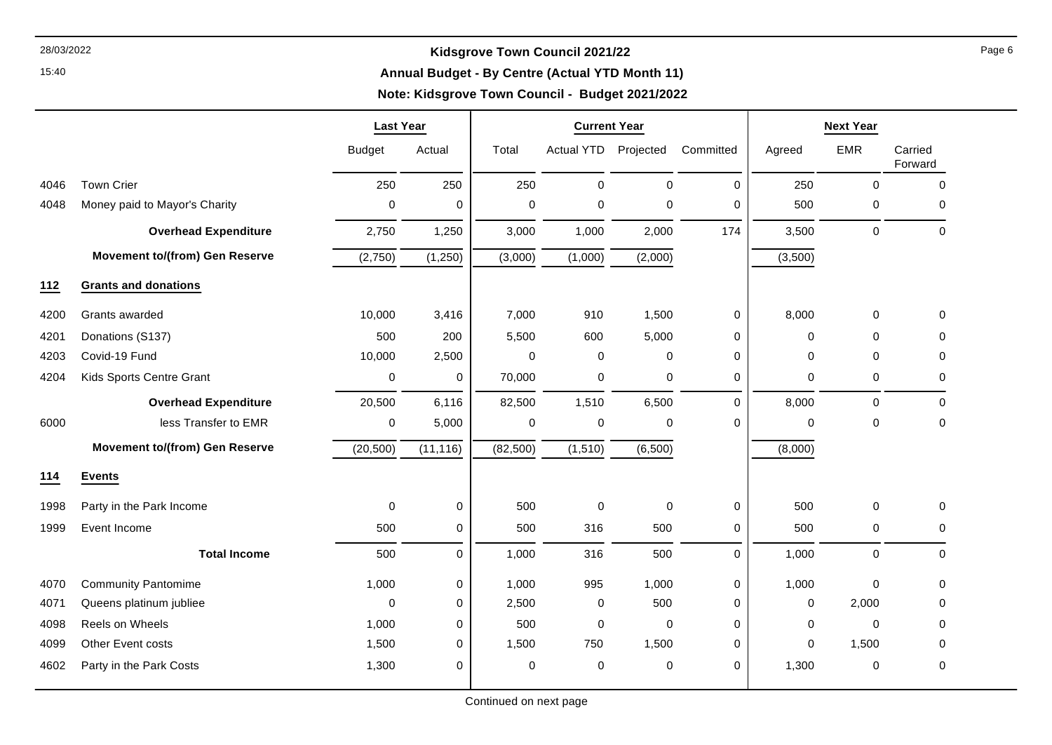# Kidsgrove Town Council 2021/22

## Annual Budget - By Centre (Actual YTD Month 11)

### Note: Kidsgrove Town Council - Budget 2021/2022

| | | Last Year | | Current Year | | | | Next Year | | |
|---|---|---|---|---|---|---|---|---|---|---|
| | | Budget | Actual | Total | Actual YTD | Projected | Committed | Agreed | EMR | Carried Forward |
| 4046 | Town Crier | 250 | 250 | 250 | 0 | 0 | 0 | 250 | 0 | 0 |
| 4048 | Money paid to Mayor's Charity | 0 | 0 | 0 | 0 | 0 | 0 | 500 | 0 | 0 |
| | **Overhead Expenditure** | 2,750 | 1,250 | 3,000 | 1,000 | 2,000 | 174 | 3,500 | 0 | 0 |
| | **Movement to/(from) Gen Reserve** | (2,750) | (1,250) | (3,000) | (1,000) | (2,000) | | (3,500) | | |
| **112** | **Grants and donations** | | | | | | | | | |
| 4200 | Grants awarded | 10,000 | 3,416 | 7,000 | 910 | 1,500 | 0 | 8,000 | 0 | 0 |
| 4201 | Donations (S137) | 500 | 200 | 5,500 | 600 | 5,000 | 0 | 0 | 0 | 0 |
| 4203 | Covid-19 Fund | 10,000 | 2,500 | 0 | 0 | 0 | 0 | 0 | 0 | 0 |
| 4204 | Kids Sports Centre Grant | 0 | 0 | 70,000 | 0 | 0 | 0 | 0 | 0 | 0 |
| | **Overhead Expenditure** | 20,500 | 6,116 | 82,500 | 1,510 | 6,500 | 0 | 8,000 | 0 | 0 |
| 6000 | less Transfer to EMR | 0 | 5,000 | 0 | 0 | 0 | 0 | 0 | 0 | 0 |
| | **Movement to/(from) Gen Reserve** | (20,500) | (11,116) | (82,500) | (1,510) | (6,500) | | (8,000) | | |
| **114** | **Events** | | | | | | | | | |
| 1998 | Party in the Park Income | 0 | 0 | 500 | 0 | 0 | 0 | 500 | 0 | 0 |
| 1999 | Event Income | 500 | 0 | 500 | 316 | 500 | 0 | 500 | 0 | 0 |
| | **Total Income** | 500 | 0 | 1,000 | 316 | 500 | 0 | 1,000 | 0 | 0 |
| 4070 | Community Pantomime | 1,000 | 0 | 1,000 | 995 | 1,000 | 0 | 1,000 | 0 | 0 |
| 4071 | Queens platinum jubliee | 0 | 0 | 2,500 | 0 | 500 | 0 | 0 | 2,000 | 0 |
| 4098 | Reels on Wheels | 1,000 | 0 | 500 | 0 | 0 | 0 | 0 | 0 | 0 |
| 4099 | Other Event costs | 1,500 | 0 | 1,500 | 750 | 1,500 | 0 | 0 | 1,500 | 0 |
| 4602 | Party in the Park Costs | 1,300 | 0 | 0 | 0 | 0 | 0 | 1,300 | 0 | 0 |

Continued on next page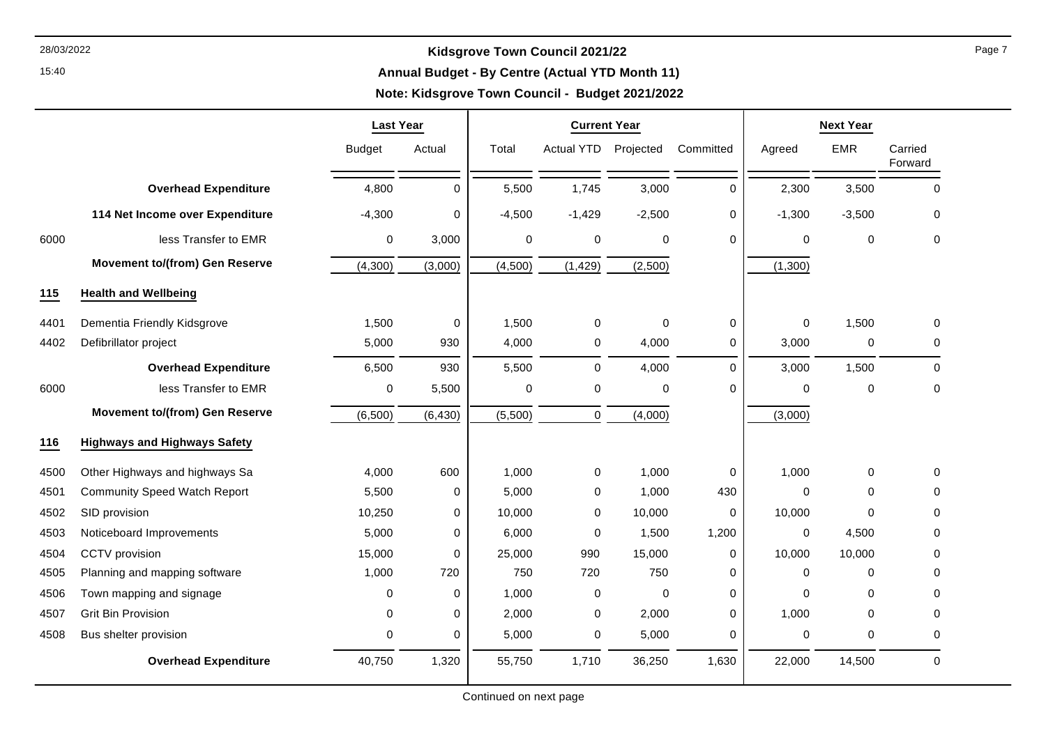# Kidsgrove Town Council 2021/22

**Annual Budget - By Centre (Actual YTD Month 11)**

**Note: Kidsgrove Town Council - Budget 2021/2022**

| | | Last Year | | Current Year | | | | Next Year | | |
|---|---|---|---|---|---|---|---|---|---|---|
| | | Budget | Actual | Total | Actual YTD | Projected | Committed | Agreed | EMR | Carried Forward |
| | **Overhead Expenditure** | 4,800 | 0 | 5,500 | 1,745 | 3,000 | 0 | 2,300 | 3,500 | 0 |
| | **114 Net Income over Expenditure** | -4,300 | 0 | -4,500 | -1,429 | -2,500 | 0 | -1,300 | -3,500 | 0 |
| 6000 | less Transfer to EMR | 0 | 3,000 | 0 | 0 | 0 | 0 | 0 | 0 | 0 |
| | **Movement to/(from) Gen Reserve** | (4,300) | (3,000) | (4,500) | (1,429) | (2,500) | | (1,300) | | |
| **115** | **Health and Wellbeing** | | | | | | | | | |
| 4401 | Dementia Friendly Kidsgrove | 1,500 | 0 | 1,500 | 0 | 0 | 0 | 0 | 1,500 | 0 |
| 4402 | Defibrillator project | 5,000 | 930 | 4,000 | 0 | 4,000 | 0 | 3,000 | 0 | 0 |
| | **Overhead Expenditure** | 6,500 | 930 | 5,500 | 0 | 4,000 | 0 | 3,000 | 1,500 | 0 |
| 6000 | less Transfer to EMR | 0 | 5,500 | 0 | 0 | 0 | 0 | 0 | 0 | 0 |
| | **Movement to/(from) Gen Reserve** | (6,500) | (6,430) | (5,500) | 0 | (4,000) | | (3,000) | | |
| **116** | **Highways and Highways Safety** | | | | | | | | | |
| 4500 | Other Highways and highways Sa | 4,000 | 600 | 1,000 | 0 | 1,000 | 0 | 1,000 | 0 | 0 |
| 4501 | Community Speed Watch Report | 5,500 | 0 | 5,000 | 0 | 1,000 | 430 | 0 | 0 | 0 |
| 4502 | SID provision | 10,250 | 0 | 10,000 | 0 | 10,000 | 0 | 10,000 | 0 | 0 |
| 4503 | Noticeboard Improvements | 5,000 | 0 | 6,000 | 0 | 1,500 | 1,200 | 0 | 4,500 | 0 |
| 4504 | CCTV provision | 15,000 | 0 | 25,000 | 990 | 15,000 | 0 | 10,000 | 10,000 | 0 |
| 4505 | Planning and mapping software | 1,000 | 720 | 750 | 720 | 750 | 0 | 0 | 0 | 0 |
| 4506 | Town mapping and signage | 0 | 0 | 1,000 | 0 | 0 | 0 | 0 | 0 | 0 |
| 4507 | Grit Bin Provision | 0 | 0 | 2,000 | 0 | 2,000 | 0 | 1,000 | 0 | 0 |
| 4508 | Bus shelter provision | 0 | 0 | 5,000 | 0 | 5,000 | 0 | 0 | 0 | 0 |
| | **Overhead Expenditure** | 40,750 | 1,320 | 55,750 | 1,710 | 36,250 | 1,630 | 22,000 | 14,500 | 0 |

Continued on next page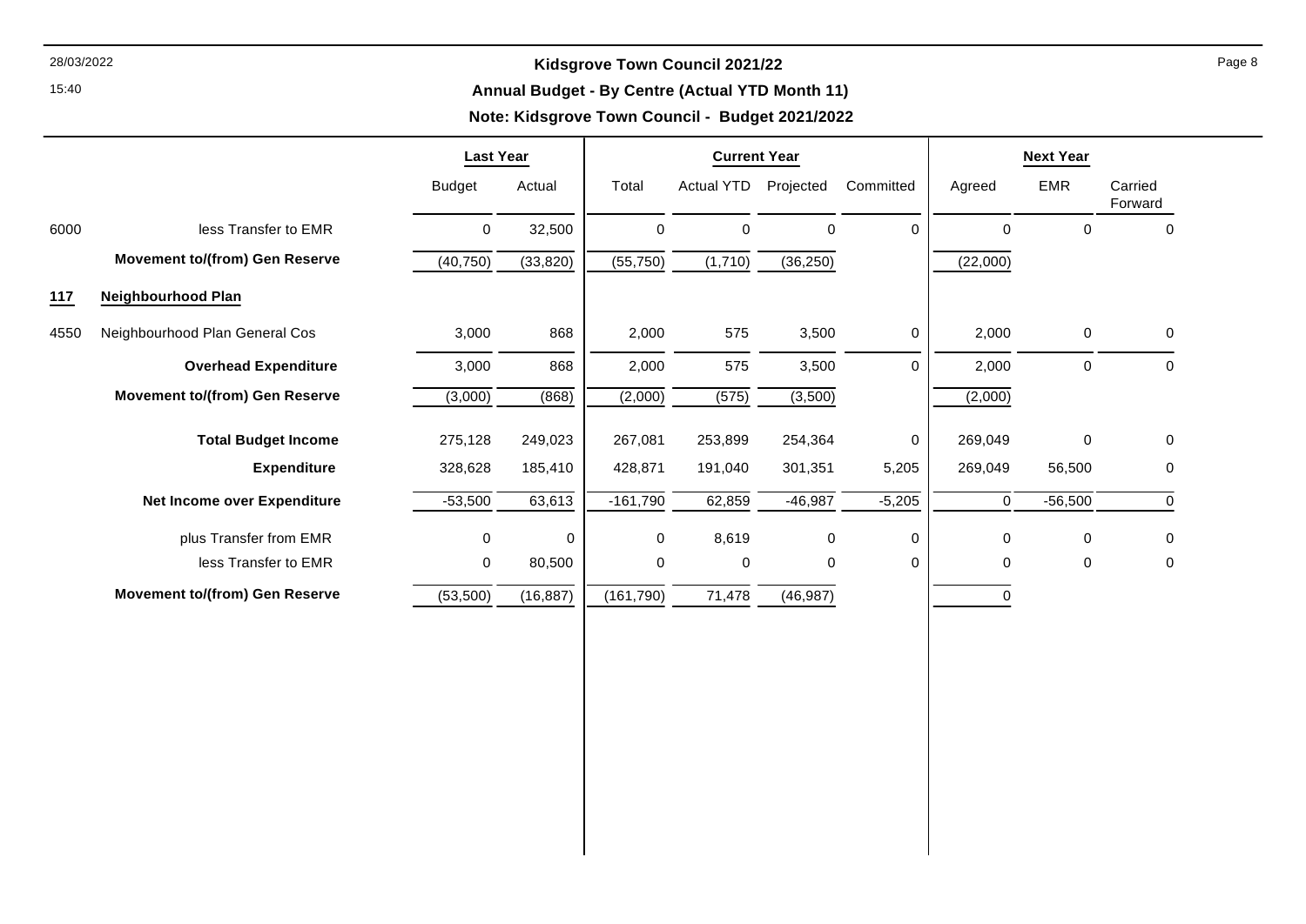## Kidsgrove Town Council 2021/22

### Annual Budget - By Centre (Actual YTD Month 11)

**Note: Kidsgrove Town Council - Budget 2021/2022**

| | | Last Year | | Current Year | | | | Next Year | | |
|---|---|---|---|---|---|---|---|---|---|---|
| | | Budget | Actual | Total | Actual YTD | Projected | Committed | Agreed | EMR | Carried Forward |
| 6000 | less Transfer to EMR | 0 | 32,500 | 0 | 0 | 0 | 0 | 0 | 0 | 0 |
| | **Movement to/(from) Gen Reserve** | (40,750) | (33,820) | (55,750) | (1,710) | (36,250) | | (22,000) | | |
| **117** | **Neighbourhood Plan** | | | | | | | | | |
| 4550 | Neighbourhood Plan General Cos | 3,000 | 868 | 2,000 | 575 | 3,500 | 0 | 2,000 | 0 | 0 |
| | **Overhead Expenditure** | 3,000 | 868 | 2,000 | 575 | 3,500 | 0 | 2,000 | 0 | 0 |
| | **Movement to/(from) Gen Reserve** | (3,000) | (868) | (2,000) | (575) | (3,500) | | (2,000) | | |
| | **Total Budget Income** | 275,128 | 249,023 | 267,081 | 253,899 | 254,364 | 0 | 269,049 | 0 | 0 |
| | **Expenditure** | 328,628 | 185,410 | 428,871 | 191,040 | 301,351 | 5,205 | 269,049 | 56,500 | 0 |
| | **Net Income over Expenditure** | -53,500 | 63,613 | -161,790 | 62,859 | -46,987 | -5,205 | 0 | -56,500 | 0 |
| | plus Transfer from EMR | 0 | 0 | 0 | 8,619 | 0 | 0 | 0 | 0 | 0 |
| | less Transfer to EMR | 0 | 80,500 | 0 | 0 | 0 | 0 | 0 | 0 | 0 |
| | **Movement to/(from) Gen Reserve** | (53,500) | (16,887) | (161,790) | 71,478 | (46,987) | | 0 | | |